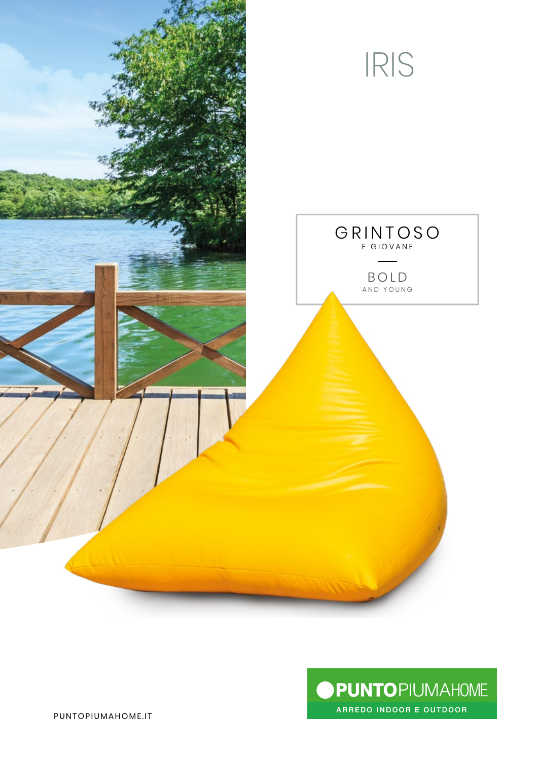# IRIS

GRINTOSO
E GIOVANE

BOLD
AND YOUNG

PUNTOPIUMAHOME
ARREDO INDOOR E OUTDOOR

PUNTOPIUMAHOME.IT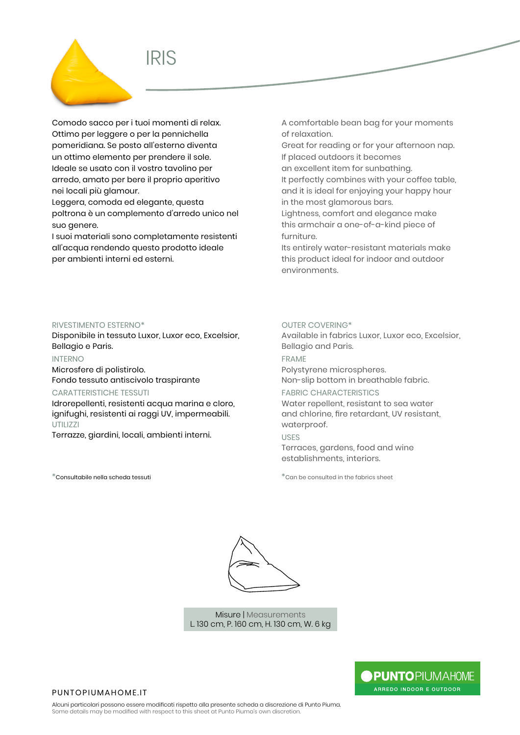# IRIS

Comodo sacco per i tuoi momenti di relax. Ottimo per leggere o per la pennichella pomeridiana. Se posto all'esterno diventa un ottimo elemento per prendere il sole. Ideale se usato con il vostro tavolino per arredo, amato per bere il proprio aperitivo nei locali più glamour.
Leggera, comoda ed elegante, questa poltrona è un complemento d'arredo unico nel suo genere.
I suoi materiali sono completamente resistenti all'acqua rendendo questo prodotto ideale per ambienti interni ed esterni.

A comfortable bean bag for your moments of relaxation.
Great for reading or for your afternoon nap. If placed outdoors it becomes an excellent item for sunbathing.
It perfectly combines with your coffee table, and it is ideal for enjoying your happy hour in the most glamorous bars.
Lightness, comfort and elegance make this armchair a one-of-a-kind piece of furniture.
Its entirely water-resistant materials make this product ideal for indoor and outdoor environments.

RIVESTIMENTO ESTERNO*
Disponibile in tessuto Luxor, Luxor eco, Excelsior, Bellagio e Paris.

INTERNO
Microsfere di polistirolo.
Fondo tessuto antiscivolo traspirante

CARATTERISTICHE TESSUTI
Idrorepellenti, resistenti acqua marina e cloro, ignifughi, resistenti ai raggi UV, impermeabili.

UTILIZZI
Terrazze, giardini, locali, ambienti interni.

*Consultabile nella scheda tessuti

OUTER COVERING*
Available in fabrics Luxor, Luxor eco, Excelsior, Bellagio and Paris.

FRAME
Polystyrene microspheres.
Non-slip bottom in breathable fabric.

FABRIC CHARACTERISTICS
Water repellent, resistant to sea water and chlorine, fire retardant, UV resistant, waterproof.

USES
Terraces, gardens, food and wine establishments, interiors.

*Can be consulted in the fabrics sheet

Misure | Measurements
L. 130 cm, P. 160 cm, H. 130 cm, W. 6 kg

PUNTOPIUMAHOME.IT

PUNTOPIUMAHOME
ARREDO INDOOR E OUTDOOR

Alcuni particolari possono essere modificati rispetto alla presente scheda a discrezione di Punto Piuma.
Some details may be modified with respect to this sheet at Punto Piuma's own discretion.